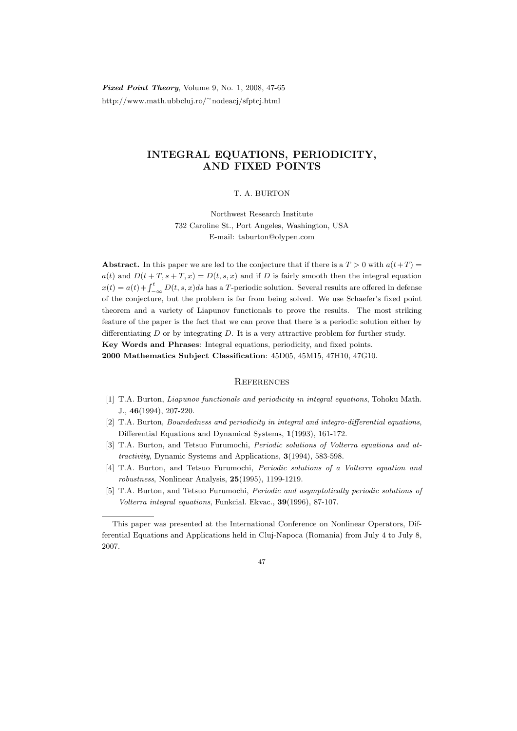*Fixed Point Theory*, Volume 9, No. 1, 2008, 47-65
http://www.math.ubbcluj.ro/~nodeacj/sfptcj.html

# INTEGRAL EQUATIONS, PERIODICITY, AND FIXED POINTS

T. A. BURTON

Northwest Research Institute
732 Caroline St., Port Angeles, Washington, USA
E-mail: taburton@olypen.com

**Abstract.** In this paper we are led to the conjecture that if there is a $T > 0$ with $a(t+T) = a(t)$ and $D(t+T, s+T, x) = D(t, s, x)$ and if $D$ is fairly smooth then the integral equation $x(t) = a(t) + \int_{-\infty}^{t} D(t, s, x)ds$ has a $T$-periodic solution. Several results are offered in defense of the conjecture, but the problem is far from being solved. We use Schaefer's fixed point theorem and a variety of Liapunov functionals to prove the results. The most striking feature of the paper is the fact that we can prove that there is a periodic solution either by differentiating $D$ or by integrating $D$. It is a very attractive problem for further study.

**Key Words and Phrases**: Integral equations, periodicity, and fixed points.

**2000 Mathematics Subject Classification**: 45D05, 45M15, 47H10, 47G10.

## References

[1] T.A. Burton, *Liapunov functionals and periodicity in integral equations*, Tohoku Math. J., **46**(1994), 207-220.

[2] T.A. Burton, *Boundedness and periodicity in integral and integro-differential equations*, Differential Equations and Dynamical Systems, **1**(1993), 161-172.

[3] T.A. Burton, and Tetsuo Furumochi, *Periodic solutions of Volterra equations and attractivity*, Dynamic Systems and Applications, **3**(1994), 583-598.

[4] T.A. Burton, and Tetsuo Furumochi, *Periodic solutions of a Volterra equation and robustness*, Nonlinear Analysis, **25**(1995), 1199-1219.

[5] T.A. Burton, and Tetsuo Furumochi, *Periodic and asymptotically periodic solutions of Volterra integral equations*, Funkcial. Ekvac., **39**(1996), 87-107.

---

This paper was presented at the International Conference on Nonlinear Operators, Differential Equations and Applications held in Cluj-Napoca (Romania) from July 4 to July 8, 2007.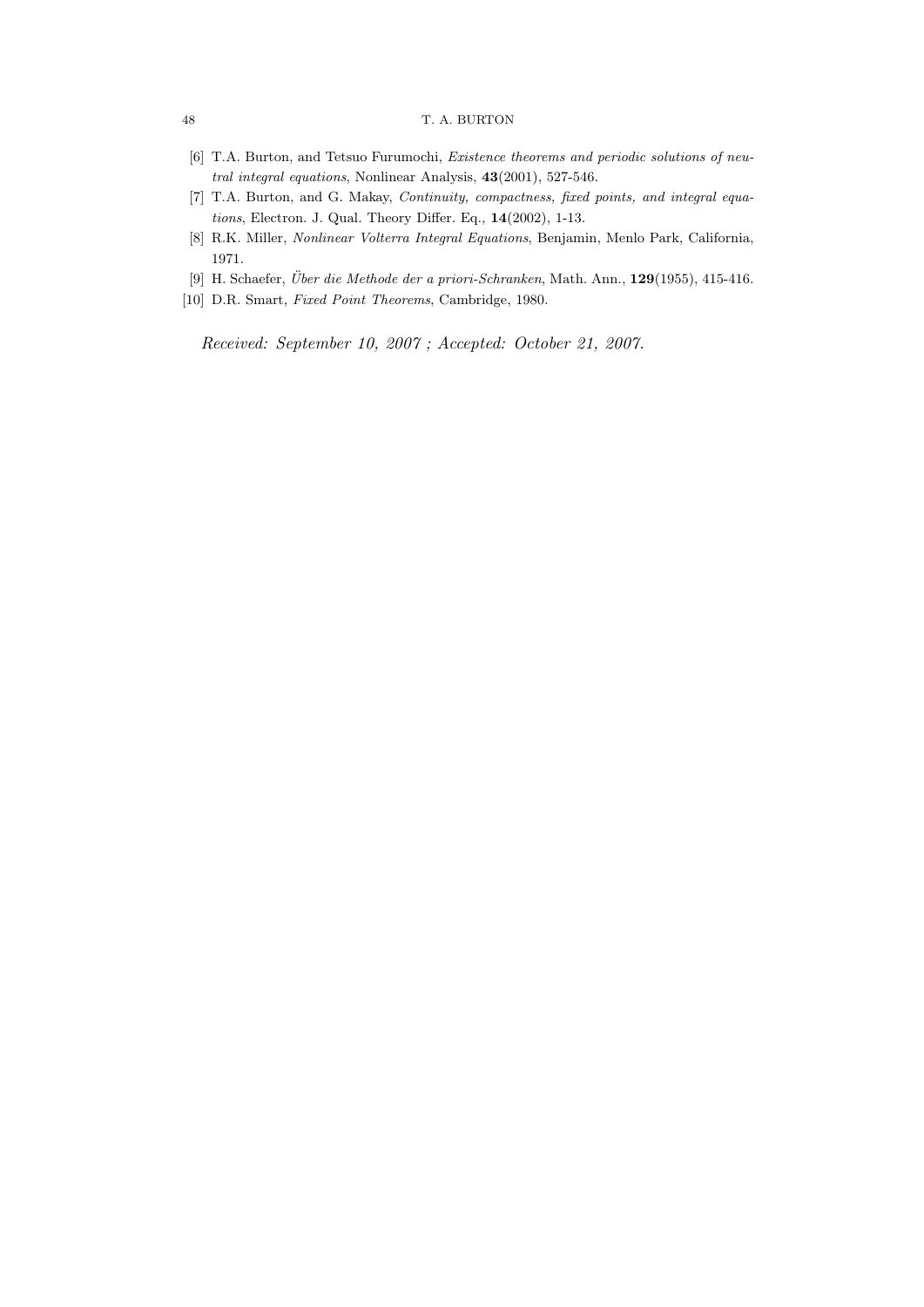[6] T.A. Burton, and Tetsuo Furumochi, *Existence theorems and periodic solutions of neutral integral equations*, Nonlinear Analysis, **43**(2001), 527-546.

[7] T.A. Burton, and G. Makay, *Continuity, compactness, fixed points, and integral equations*, Electron. J. Qual. Theory Differ. Eq., **14**(2002), 1-13.

[8] R.K. Miller, *Nonlinear Volterra Integral Equations*, Benjamin, Menlo Park, California, 1971.

[9] H. Schaefer, *Über die Methode der a priori-Schranken*, Math. Ann., **129**(1955), 415-416.

[10] D.R. Smart, *Fixed Point Theorems*, Cambridge, 1980.

*Received: September 10, 2007 ; Accepted: October 21, 2007.*